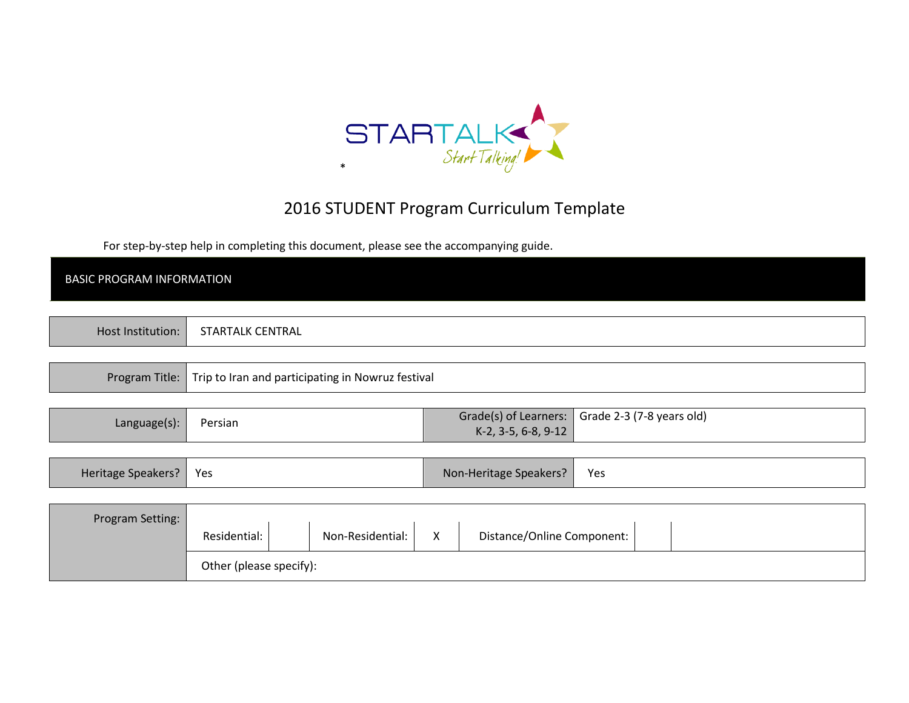\*

# 2016 STUDENT Program Curriculum Template

For step-by-step help in completing this document, please see the accompanying guide.

## BASIC PROGRAM INFORMATION

| Host Institution: | STARTALK CENTRAL |
|---|---|

| Program Title: | Trip to Iran and participating in Nowruz festival |
|---|---|

| Language(s): | Persian | Grade(s) of Learners: K-2, 3-5, 6-8, 9-12 | Grade 2-3 (7-8 years old) |
|---|---|---|---|

| Heritage Speakers? | Yes | Non-Heritage Speakers? | Yes |
|---|---|---|---|

| Program Setting: | Residential: | | Non-Residential: | X | Distance/Online Component: | |
|---|---|---|---|---|---|---|
| | Other (please specify): | | | | | |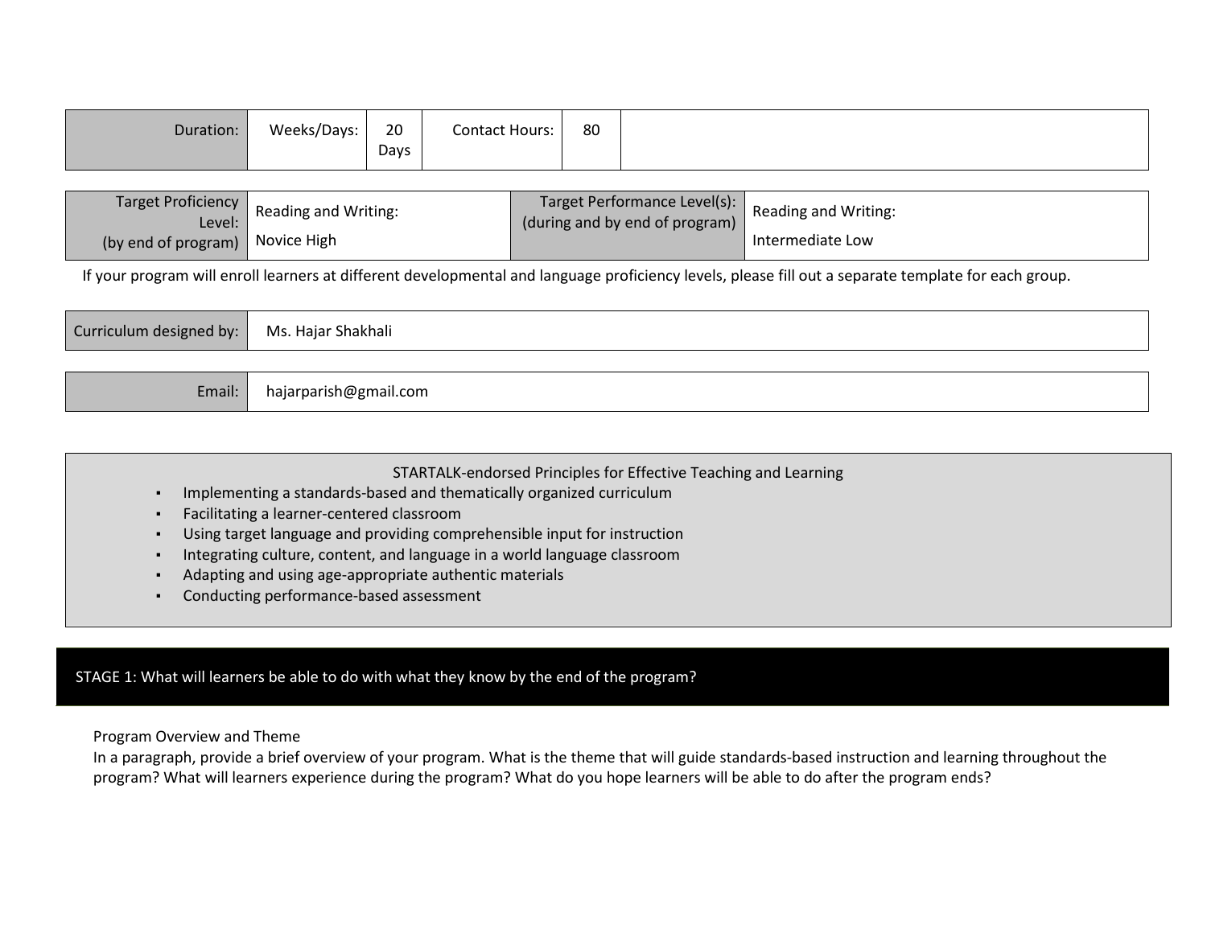| Duration: | Weeks/Days: | 20 Days | Contact Hours: | 80 | |
|---|---|---|---|---|---|

| Target Proficiency Level: (by end of program) | Reading and Writing: Novice High | Target Performance Level(s): (during and by end of program) | Reading and Writing: Intermediate Low |
|---|---|---|---|

If your program will enroll learners at different developmental and language proficiency levels, please fill out a separate template for each group.

| Curriculum designed by: | Ms. Hajar Shakhali |
|---|---|

| Email: | hajarparish@gmail.com |
|---|---|

STARTALK-endorsed Principles for Effective Teaching and Learning

- Implementing a standards-based and thematically organized curriculum
- Facilitating a learner-centered classroom
- Using target language and providing comprehensible input for instruction
- Integrating culture, content, and language in a world language classroom
- Adapting and using age-appropriate authentic materials
- Conducting performance-based assessment

## STAGE 1: What will learners be able to do with what they know by the end of the program?

Program Overview and Theme

In a paragraph, provide a brief overview of your program. What is the theme that will guide standards-based instruction and learning throughout the program? What will learners experience during the program? What do you hope learners will be able to do after the program ends?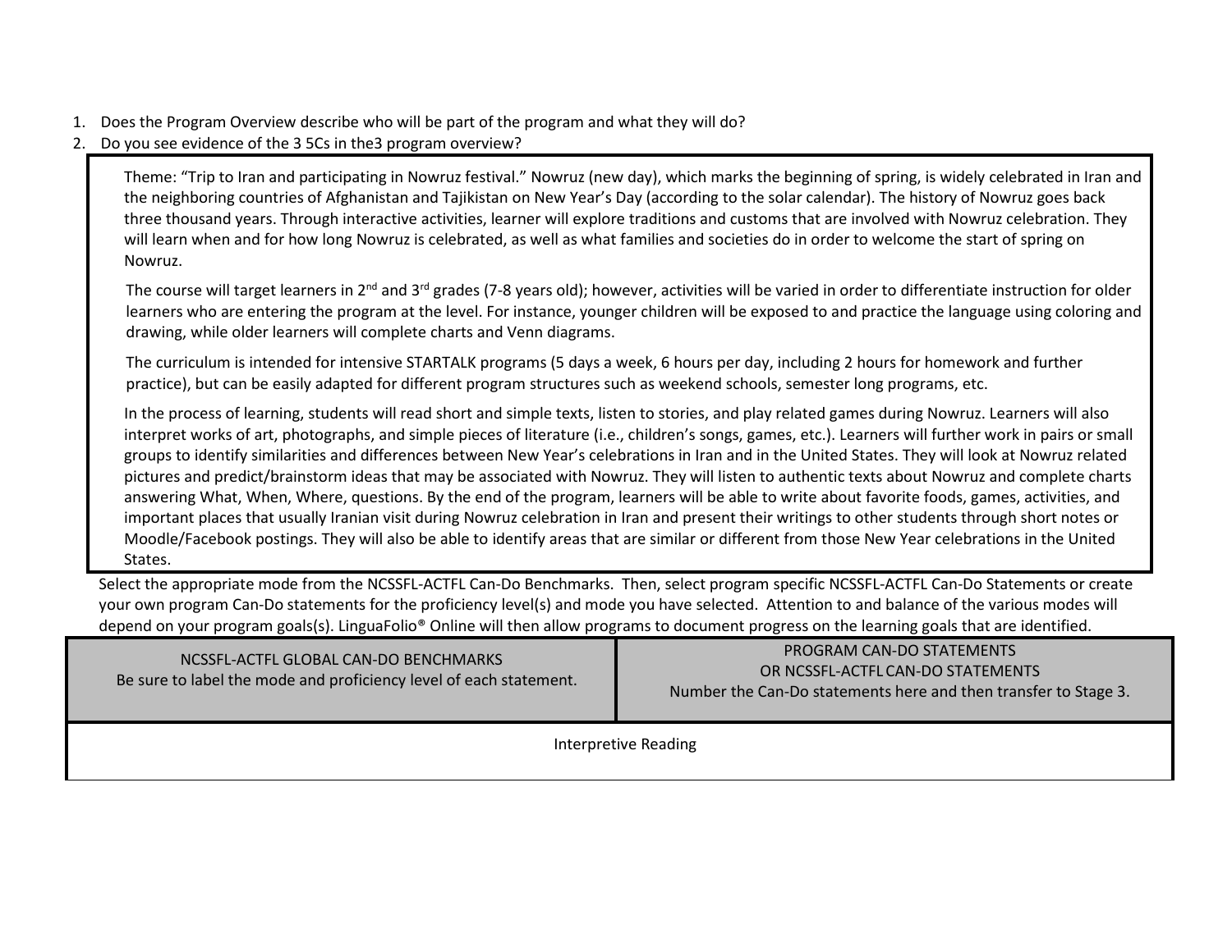1. Does the Program Overview describe who will be part of the program and what they will do?
2. Do you see evidence of the 3 5Cs in the3 program overview?

Theme: "Trip to Iran and participating in Nowruz festival." Nowruz (new day), which marks the beginning of spring, is widely celebrated in Iran and the neighboring countries of Afghanistan and Tajikistan on New Year's Day (according to the solar calendar). The history of Nowruz goes back three thousand years. Through interactive activities, learner will explore traditions and customs that are involved with Nowruz celebration. They will learn when and for how long Nowruz is celebrated, as well as what families and societies do in order to welcome the start of spring on Nowruz.

The course will target learners in 2nd and 3rd grades (7-8 years old); however, activities will be varied in order to differentiate instruction for older learners who are entering the program at the level. For instance, younger children will be exposed to and practice the language using coloring and drawing, while older learners will complete charts and Venn diagrams.

The curriculum is intended for intensive STARTALK programs (5 days a week, 6 hours per day, including 2 hours for homework and further practice), but can be easily adapted for different program structures such as weekend schools, semester long programs, etc.

In the process of learning, students will read short and simple texts, listen to stories, and play related games during Nowruz. Learners will also interpret works of art, photographs, and simple pieces of literature (i.e., children's songs, games, etc.). Learners will further work in pairs or small groups to identify similarities and differences between New Year's celebrations in Iran and in the United States. They will look at Nowruz related pictures and predict/brainstorm ideas that may be associated with Nowruz. They will listen to authentic texts about Nowruz and complete charts answering What, When, Where, questions. By the end of the program, learners will be able to write about favorite foods, games, activities, and important places that usually Iranian visit during Nowruz celebration in Iran and present their writings to other students through short notes or Moodle/Facebook postings. They will also be able to identify areas that are similar or different from those New Year celebrations in the United States.

Select the appropriate mode from the NCSSFL-ACTFL Can-Do Benchmarks. Then, select program specific NCSSFL-ACTFL Can-Do Statements or create your own program Can-Do statements for the proficiency level(s) and mode you have selected. Attention to and balance of the various modes will depend on your program goals(s). LinguaFolio® Online will then allow programs to document progress on the learning goals that are identified.

| NCSSFL-ACTFL GLOBAL CAN-DO BENCHMARKS<br>Be sure to label the mode and proficiency level of each statement. | PROGRAM CAN-DO STATEMENTS<br>OR NCSSFL-ACTFL CAN-DO STATEMENTS<br>Number the Can-Do statements here and then transfer to Stage 3. |
|---|---|
| Interpretive Reading | |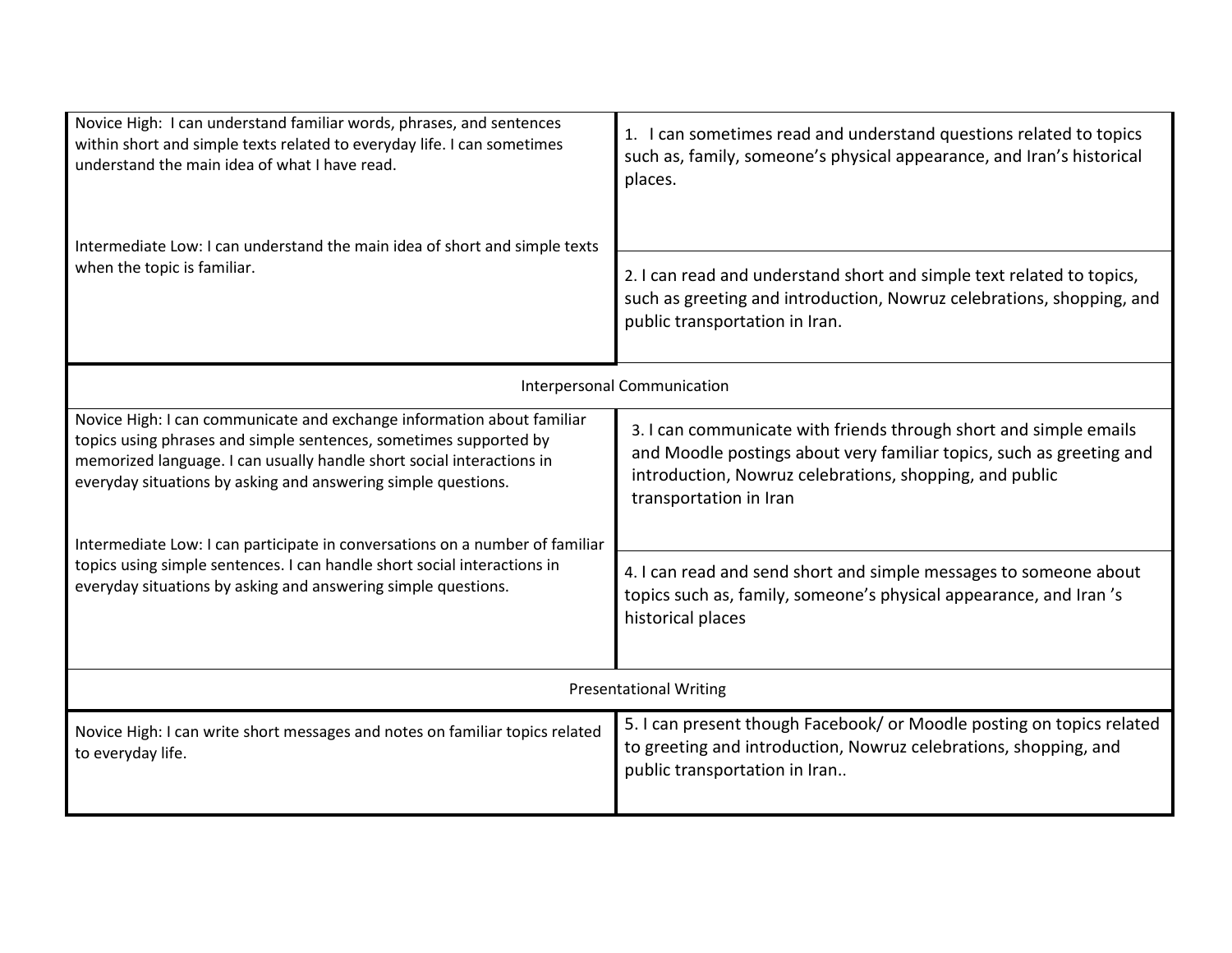| | |
|---|---|
| Novice High: I can understand familiar words, phrases, and sentences within short and simple texts related to everyday life. I can sometimes understand the main idea of what I have read.<br><br>Intermediate Low: I can understand the main idea of short and simple texts when the topic is familiar. | 1. I can sometimes read and understand questions related to topics such as, family, someone's physical appearance, and Iran's historical places. |
| | 2. I can read and understand short and simple text related to topics, such as greeting and introduction, Nowruz celebrations, shopping, and public transportation in Iran. |
| **Interpersonal Communication** | |
| Novice High: I can communicate and exchange information about familiar topics using phrases and simple sentences, sometimes supported by memorized language. I can usually handle short social interactions in everyday situations by asking and answering simple questions.<br><br>Intermediate Low: I can participate in conversations on a number of familiar topics using simple sentences. I can handle short social interactions in everyday situations by asking and answering simple questions. | 3. I can communicate with friends through short and simple emails and Moodle postings about very familiar topics, such as greeting and introduction, Nowruz celebrations, shopping, and public transportation in Iran |
| | 4. I can read and send short and simple messages to someone about topics such as, family, someone's physical appearance, and Iran 's historical places |
| **Presentational Writing** | |
| Novice High: I can write short messages and notes on familiar topics related to everyday life. | 5. I can present though Facebook/ or Moodle posting on topics related to greeting and introduction, Nowruz celebrations, shopping, and public transportation in Iran.. |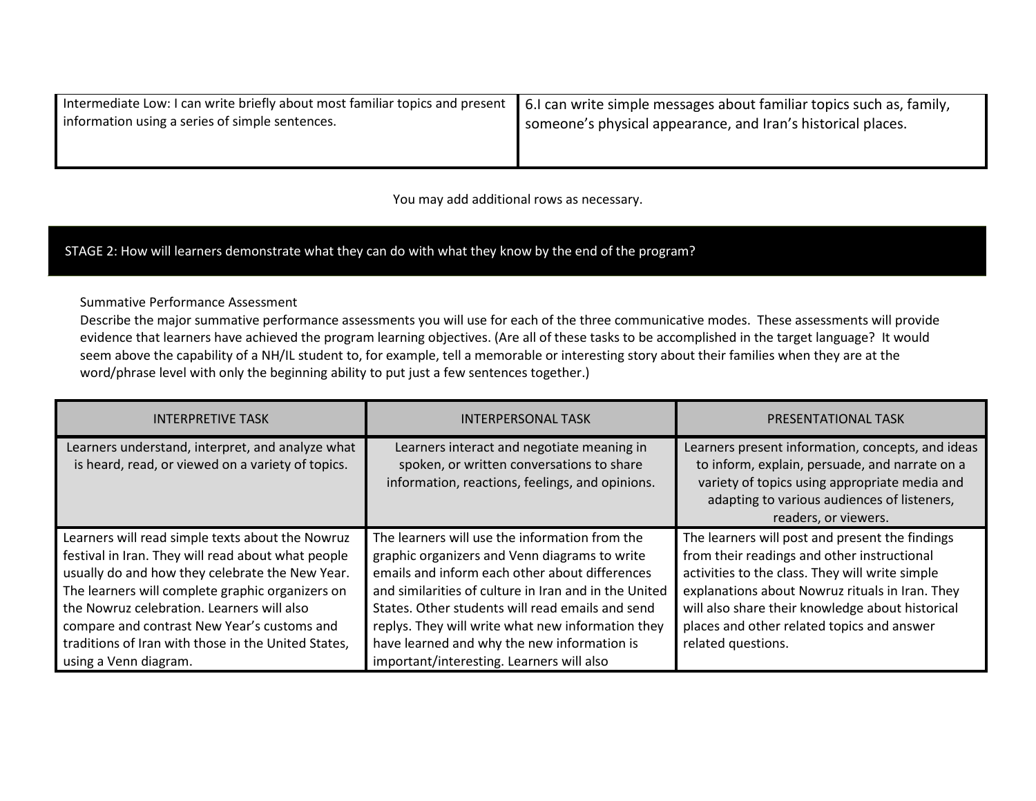| Intermediate Low: I can write briefly about most familiar topics and present information using a series of simple sentences. | 6.I can write simple messages about familiar topics such as, family, someone's physical appearance, and Iran's historical places. |
|---|---|

You may add additional rows as necessary.

## STAGE 2: How will learners demonstrate what they can do with what they know by the end of the program?

Summative Performance Assessment

Describe the major summative performance assessments you will use for each of the three communicative modes. These assessments will provide evidence that learners have achieved the program learning objectives. (Are all of these tasks to be accomplished in the target language? It would seem above the capability of a NH/IL student to, for example, tell a memorable or interesting story about their families when they are at the word/phrase level with only the beginning ability to put just a few sentences together.)

| INTERPRETIVE TASK | INTERPERSONAL TASK | PRESENTATIONAL TASK |
|---|---|---|
| Learners understand, interpret, and analyze what is heard, read, or viewed on a variety of topics. | Learners interact and negotiate meaning in spoken, or written conversations to share information, reactions, feelings, and opinions. | Learners present information, concepts, and ideas to inform, explain, persuade, and narrate on a variety of topics using appropriate media and adapting to various audiences of listeners, readers, or viewers. |
| Learners will read simple texts about the Nowruz festival in Iran. They will read about what people usually do and how they celebrate the New Year. The learners will complete graphic organizers on the Nowruz celebration. Learners will also compare and contrast New Year's customs and traditions of Iran with those in the United States, using a Venn diagram. | The learners will use the information from the graphic organizers and Venn diagrams to write emails and inform each other about differences and similarities of culture in Iran and the United States. Other students will read emails and send replys. They will write what new information they have learned and why the new information is important/interesting. Learners will also | The learners will post and present the findings from their readings and other instructional activities to the class. They will write simple explanations about Nowruz rituals in Iran. They will also share their knowledge about historical places and other related topics and answer related questions. |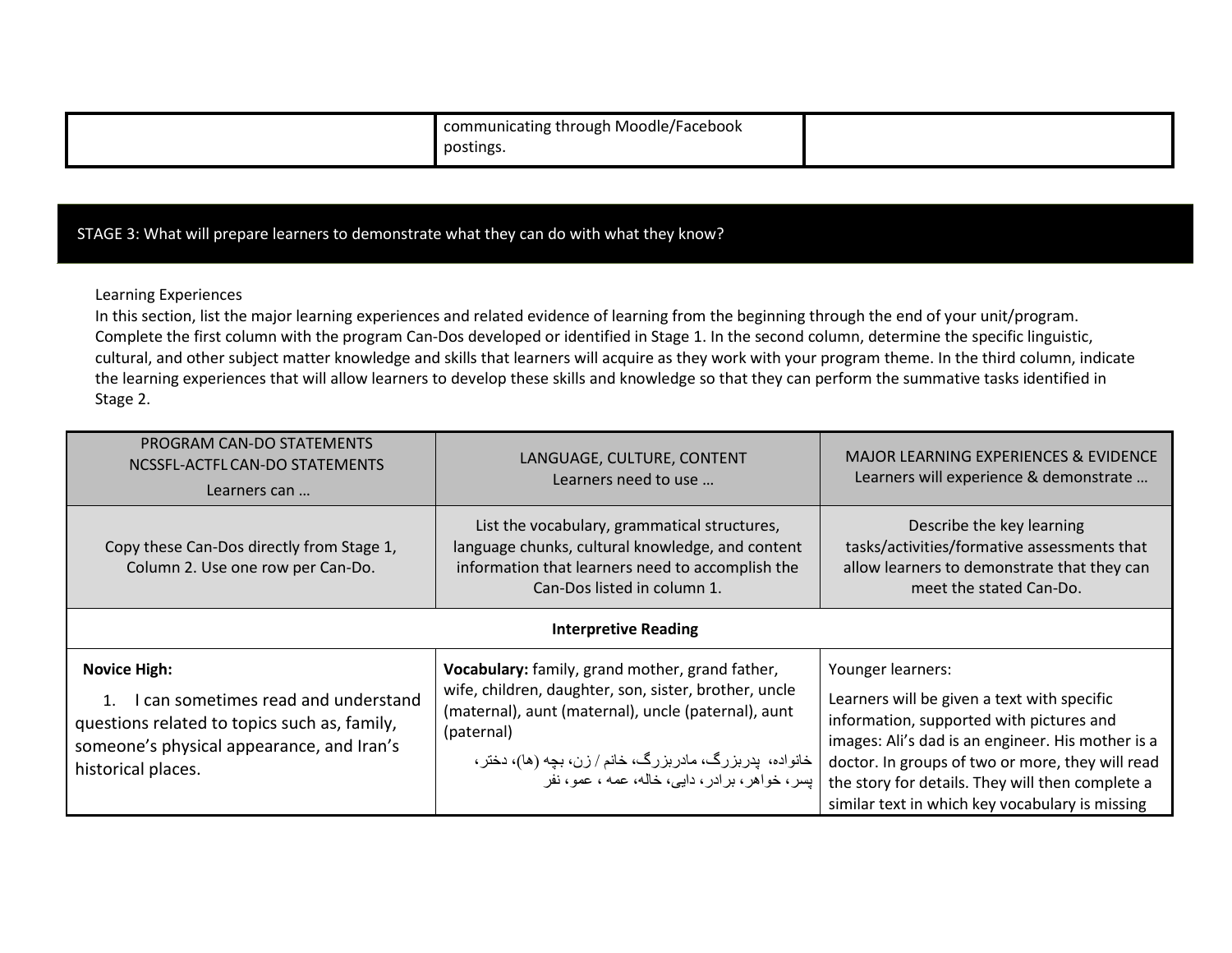| | communicating through Moodle/Facebook postings. | |
|---|---|---|

## STAGE 3: What will prepare learners to demonstrate what they can do with what they know?

Learning Experiences

In this section, list the major learning experiences and related evidence of learning from the beginning through the end of your unit/program. Complete the first column with the program Can-Dos developed or identified in Stage 1. In the second column, determine the specific linguistic, cultural, and other subject matter knowledge and skills that learners will acquire as they work with your program theme. In the third column, indicate the learning experiences that will allow learners to develop these skills and knowledge so that they can perform the summative tasks identified in Stage 2.

| PROGRAM CAN-DO STATEMENTS NCSSFL-ACTFL CAN-DO STATEMENTS Learners can … | LANGUAGE, CULTURE, CONTENT Learners need to use … | MAJOR LEARNING EXPERIENCES & EVIDENCE Learners will experience & demonstrate … |
|---|---|---|
| Copy these Can-Dos directly from Stage 1, Column 2. Use one row per Can-Do. | List the vocabulary, grammatical structures, language chunks, cultural knowledge, and content information that learners need to accomplish the Can-Dos listed in column 1. | Describe the key learning tasks/activities/formative assessments that allow learners to demonstrate that they can meet the stated Can-Do. |
| **Interpretive Reading** | | |
| **Novice High:**<br>1. I can sometimes read and understand questions related to topics such as, family, someone's physical appearance, and Iran's historical places. | **Vocabulary:** family, grand mother, grand father, wife, children, daughter, son, sister, brother, uncle (maternal), aunt (maternal), uncle (paternal), aunt (paternal)<br>خانواده، پدربزرگ، مادربزرگ، خانم / زن، بچه (ها)، دختر، پسر، خواهر، برادر، دایی، خاله، عمه ، عمو، نفر | Younger learners:<br>Learners will be given a text with specific information, supported with pictures and images: Ali's dad is an engineer. His mother is a doctor. In groups of two or more, they will read the story for details. They will then complete a similar text in which key vocabulary is missing |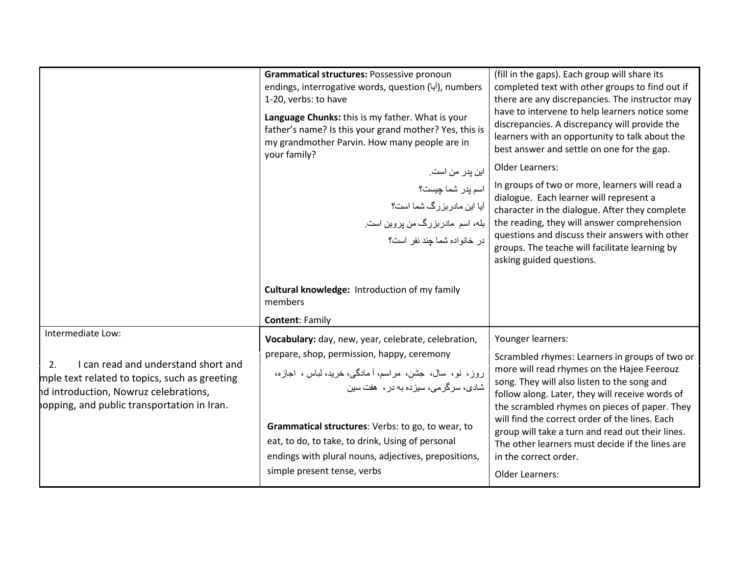| | | |
|---|---|---|
| | **Grammatical structures:** Possessive pronoun endings, interrogative words, question (آیا), numbers 1-20, verbs: to have<br><br>**Language Chunks:** this is my father. What is your father's name? Is this your grand mother? Yes, this is my grandmother Parvin. How many people are in your family?<br><br>این پدر من است.<br>اسم پدر شما چیست؟<br>آیا این مادربزرگ شما است؟<br>بله، اسم مادربزرگ من پروین است.<br>در خانواده شما چند نفر است؟<br><br>**Cultural knowledge:** Introduction of my family members<br><br>**Content**: Family | (fill in the gaps). Each group will share its completed text with other groups to find out if there are any discrepancies. The instructor may have to intervene to help learners notice some discrepancies. A discrepancy will provide the learners with an opportunity to talk about the best answer and settle on one for the gap.<br><br>Older Learners:<br><br>In groups of two or more, learners will read a dialogue. Each learner will represent a character in the dialogue. After they complete the reading, they will answer comprehension questions and discuss their answers with other groups. The teache will facilitate learning by asking guided questions. |
| Intermediate Low:<br><br>2. I can read and understand short and mple text related to topics, such as greeting nd introduction, Nowruz celebrations, hopping, and public transportation in Iran. | **Vocabulary:** day, new, year, celebrate, celebration, prepare, shop, permission, happy, ceremony<br><br>روز، نو، سال، جشن، مراسم، آمادگی، خرید، لباس ، اجازه، شادی، سرگرمی، سیزده به در، هفت سین<br><br>**Grammatical structures**: Verbs: to go, to wear, to eat, to do, to take, to drink, Using of personal endings with plural nouns, adjectives, prepositions, simple present tense, verbs | Younger learners:<br><br>Scrambled rhymes: Learners in groups of two or more will read rhymes on the Hajee Feerouz song. They will also listen to the song and follow along. Later, they will receive words of the scrambled rhymes on pieces of paper. They will find the correct order of the lines. Each group will take a turn and read out their lines. The other learners must decide if the lines are in the correct order.<br><br>Older Learners: |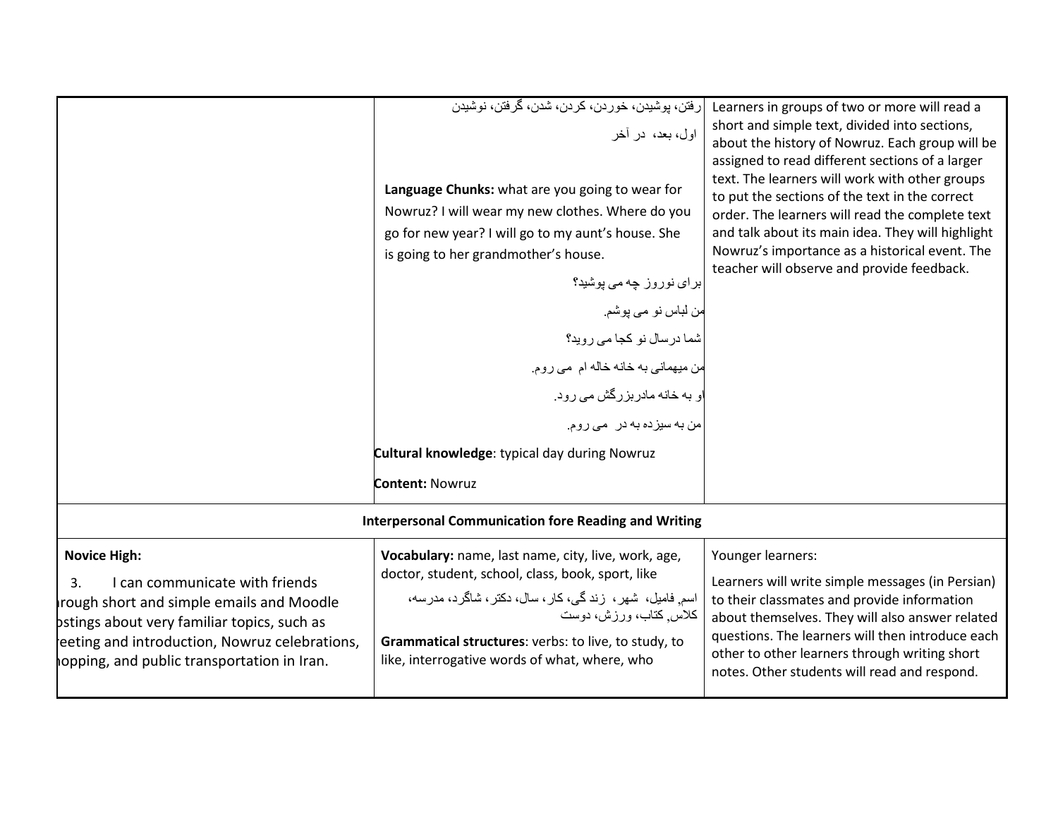| | | |
|---|---|---|
| | رفتن، پوشیدن، خوردن، کردن، شدن، گرفتن، نوشیدن<br><br>اول، بعد، در آخر<br><br>**Language Chunks:** what are you going to wear for Nowruz? I will wear my new clothes. Where do you go for new year? I will go to my aunt's house. She is going to her grandmother's house.<br><br>برای نوروز چه می پوشید؟<br><br>من لباس نو می پوشم.<br><br>شما درسال نو کجا می روید؟<br><br>من میهمانی به خانه خاله ام می روم.<br><br>او به خانه مادربزرگش می رود.<br><br>من به سیزده به در می روم.<br><br>**Cultural knowledge**: typical day during Nowruz<br><br>**Content:** Nowruz | Learners in groups of two or more will read a short and simple text, divided into sections, about the history of Nowruz. Each group will be assigned to read different sections of a larger text. The learners will work with other groups to put the sections of the text in the correct order. The learners will read the complete text and talk about its main idea. They will highlight Nowruz's importance as a historical event. The teacher will observe and provide feedback. |
| **Interpersonal Communication fore Reading and Writing** | | |
| **Novice High:**<br><br>3. I can communicate with friends through short and simple emails and Moodle postings about very familiar topics, such as greeting and introduction, Nowruz celebrations, shopping, and public transportation in Iran. | **Vocabulary:** name, last name, city, live, work, age, doctor, student, school, class, book, sport, like<br><br>اسم, فامیل، شهر، زندگی، کار، سال، دکتر، شاگرد، مدرسه، کلاس, کتاب، ورزش، دوست<br><br>**Grammatical structures**: verbs: to live, to study, to like, interrogative words of what, where, who | Younger learners:<br><br>Learners will write simple messages (in Persian) to their classmates and provide information about themselves. They will also answer related questions. The learners will then introduce each other to other learners through writing short notes. Other students will read and respond. |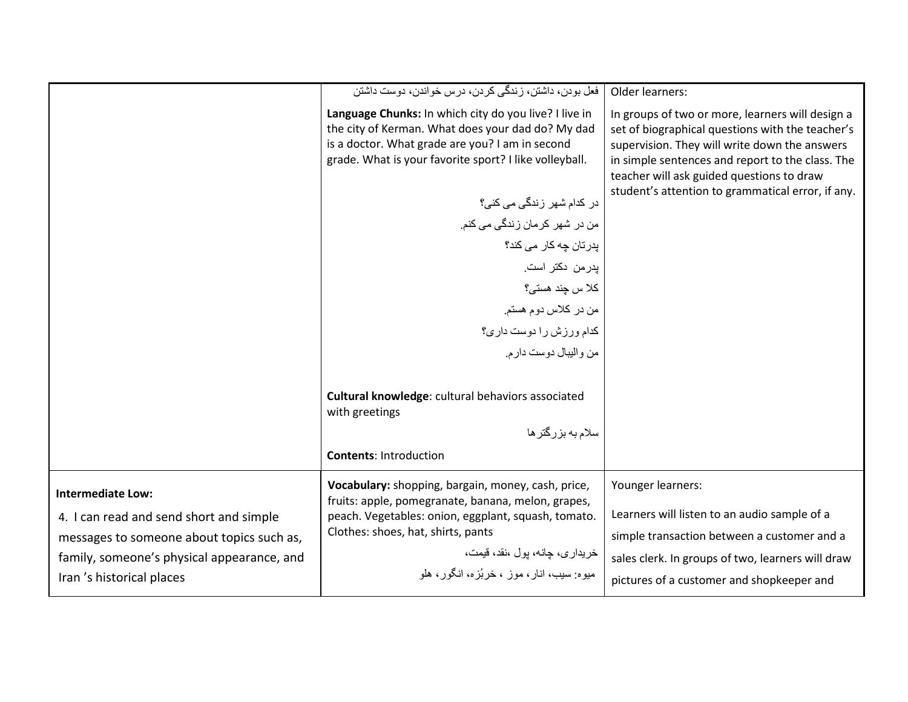| | | |
|---|---|---|
| | فعل بودن، داشتن، زندگی کردن، درس خواندن، دوست داشتن<br><br>**Language Chunks:** In which city do you live? I live in the city of Kerman. What does your dad do? My dad is a doctor. What grade are you? I am in second grade. What is your favorite sport? I like volleyball.<br><br>در کدام شهر زندگی می کنی؟<br>من در شهر کرمان زندگی می کنم.<br>پدرتان چه کار می کند؟<br>پدرمن  دکتر است.<br>کلا س چند هستی؟<br>من در کلاس دوم هستم.<br>کدام ورزش را دوست داری؟<br>من والیبال دوست دارم.<br><br>**Cultural knowledge**: cultural behaviors associated with greetings<br><br>سلام به بزرگترها<br><br>**Contents**: Introduction | Older learners:<br><br>In groups of two or more, learners will design a set of biographical questions with the teacher's supervision. They will write down the answers in simple sentences and report to the class. The teacher will ask guided questions to draw student's attention to grammatical error, if any. |
| **Intermediate Low:**<br><br>4. I can read and send short and simple messages to someone about topics such as, family, someone's physical appearance, and Iran 's historical places | **Vocabulary:** shopping, bargain, money, cash, price, fruits: apple, pomegranate, banana, melon, grapes, peach. Vegetables: onion, eggplant, squash, tomato. Clothes: shoes, hat, shirts, pants<br><br>خریداری، چانه، پول ،نقد، قیمت،<br>میوه: سیب، انار، موز ، خربُزه، انگور، هلو | Younger learners:<br><br>Learners will listen to an audio sample of a simple transaction between a customer and a sales clerk. In groups of two, learners will draw pictures of a customer and shopkeeper and |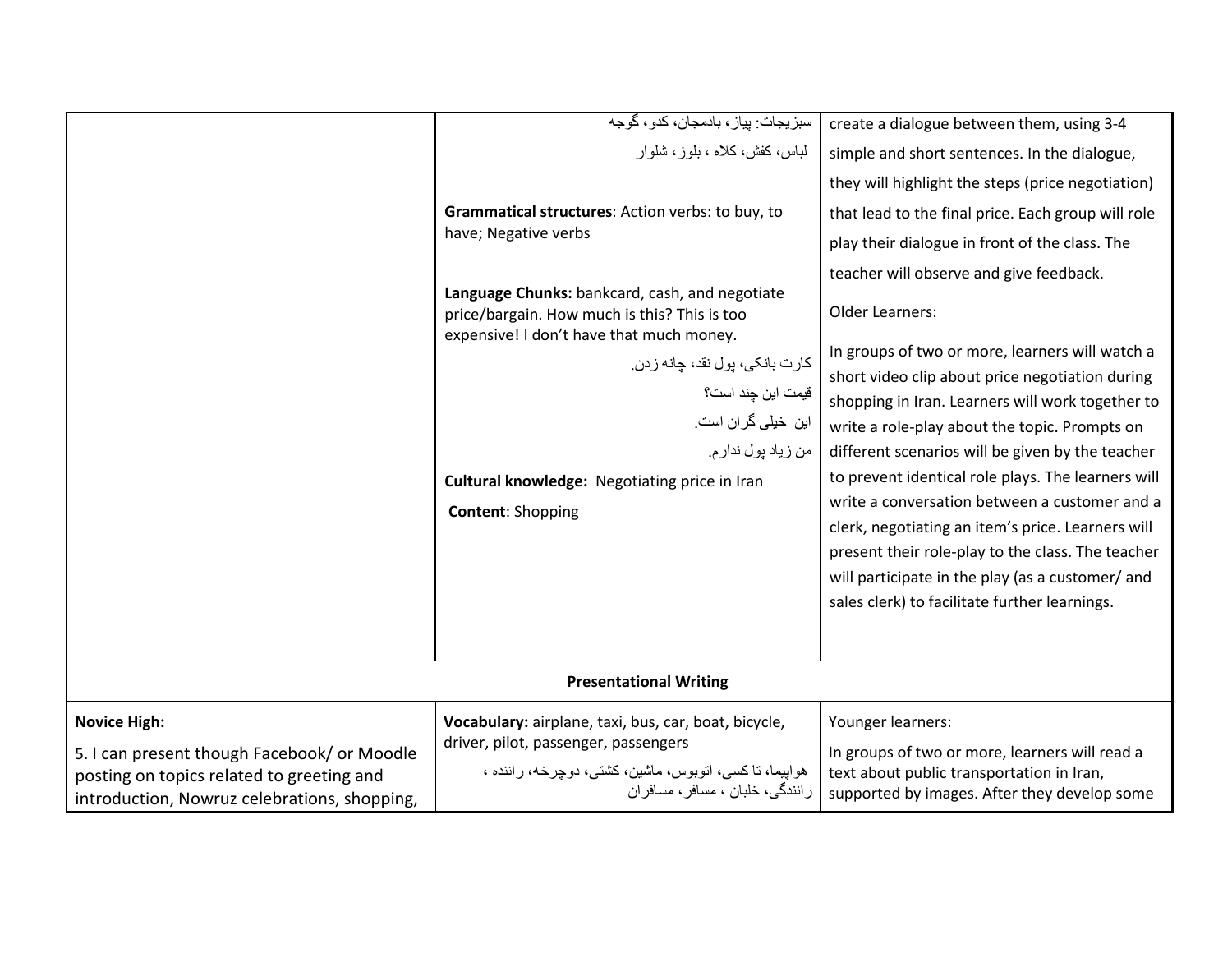| | | |
|---|---|---|
| | سبزیجات: پیاز، بادمجان، کدو، گوجه<br>لباس، کفش، کلاه ، بلوز، شلوار<br><br>**Grammatical structures**: Action verbs: to buy, to have; Negative verbs<br><br>**Language Chunks:** bankcard, cash, and negotiate price/bargain. How much is this? This is too expensive! I don't have that much money.<br>کارت بانکی، پول نقد، چانه زدن.<br>قیمت این چند است؟<br>این خیلی گران است.<br>من زیاد پول ندارم.<br>**Cultural knowledge:** Negotiating price in Iran<br>**Content**: Shopping | create a dialogue between them, using 3-4 simple and short sentences. In the dialogue, they will highlight the steps (price negotiation) that lead to the final price. Each group will role play their dialogue in front of the class. The teacher will observe and give feedback.<br><br>Older Learners:<br><br>In groups of two or more, learners will watch a short video clip about price negotiation during shopping in Iran. Learners will work together to write a role-play about the topic. Prompts on different scenarios will be given by the teacher to prevent identical role plays. The learners will write a conversation between a customer and a clerk, negotiating an item's price. Learners will present their role-play to the class. The teacher will participate in the play (as a customer/ and sales clerk) to facilitate further learnings. |
| **Presentational Writing** | | |
| **Novice High:**<br>5. I can present though Facebook/ or Moodle posting on topics related to greeting and introduction, Nowruz celebrations, shopping, | **Vocabulary:** airplane, taxi, bus, car, boat, bicycle, driver, pilot, passenger, passengers<br>هواپیما، تاکسی، اتوبوس، ماشین، کشتی، دوچرخه، راننده ، رانندگی، خلبان ، مسافر، مسافران | Younger learners:<br>In groups of two or more, learners will read a text about public transportation in Iran, supported by images. After they develop some |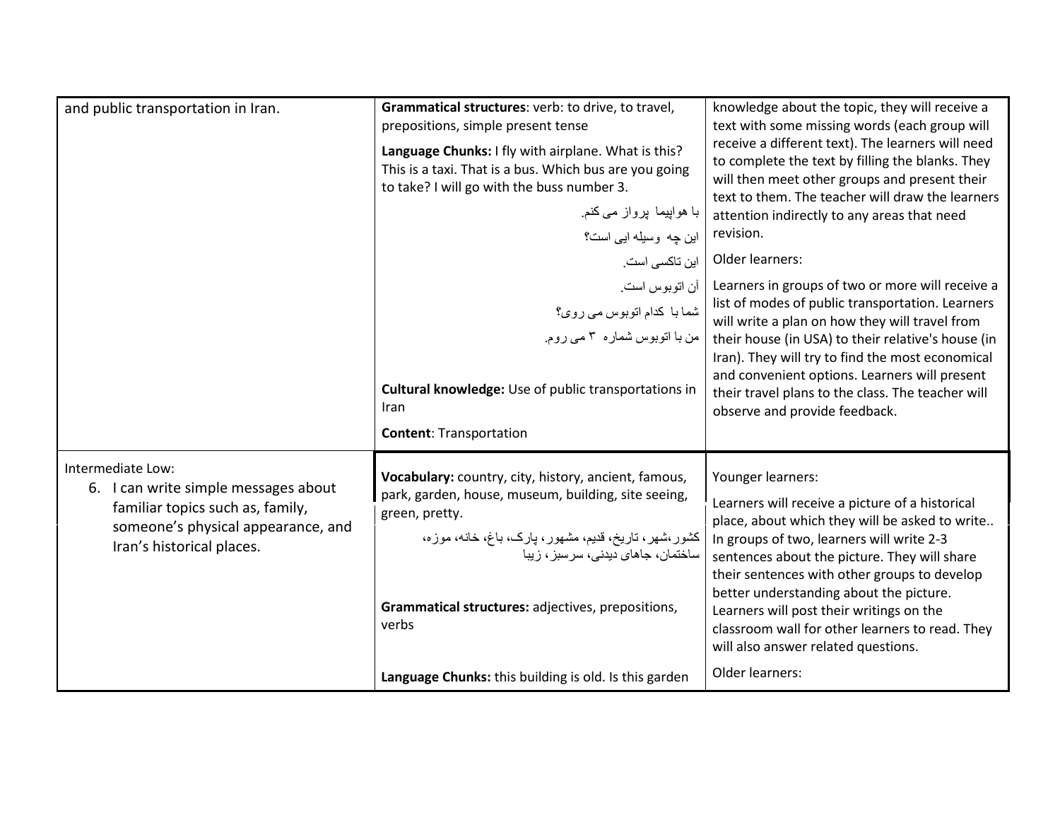| | | |
|---|---|---|
| and public transportation in Iran. | **Grammatical structures**: verb: to drive, to travel, prepositions, simple present tense<br><br>**Language Chunks:** I fly with airplane. What is this? This is a taxi. That is a bus. Which bus are you going to take? I will go with the buss number 3.<br><br>با هواپیما پرواز می کنم.<br>این چه وسیله ایی است؟<br>این تاکسی است.<br>آن اتوبوس است.<br>شما با کدام اتوبوس می روی؟<br>من با اتوبوس شماره ۳ می روم.<br><br>**Cultural knowledge:** Use of public transportations in Iran<br><br>**Content**: Transportation | knowledge about the topic, they will receive a text with some missing words (each group will receive a different text). The learners will need to complete the text by filling the blanks. They will then meet other groups and present their text to them. The teacher will draw the learners attention indirectly to any areas that need revision.<br><br>Older learners:<br><br>Learners in groups of two or more will receive a list of modes of public transportation. Learners will write a plan on how they will travel from their house (in USA) to their relative's house (in Iran). They will try to find the most economical and convenient options. Learners will present their travel plans to the class. The teacher will observe and provide feedback. |
| Intermediate Low:<br>6. I can write simple messages about familiar topics such as, family, someone's physical appearance, and Iran's historical places. | **Vocabulary:** country, city, history, ancient, famous, park, garden, house, museum, building, site seeing, green, pretty.<br><br>کشور،شهر، تاریخ، قدیم، مشهور، پارک، باغ، خانه، موزه، ساختمان، جاهای دیدنی، سرسبز، زیبا<br><br>**Grammatical structures:** adjectives, prepositions, verbs<br><br>**Language Chunks:** this building is old. Is this garden | Younger learners:<br><br>Learners will receive a picture of a historical place, about which they will be asked to write.. In groups of two, learners will write 2-3 sentences about the picture. They will share their sentences with other groups to develop better understanding about the picture. Learners will post their writings on the classroom wall for other learners to read. They will also answer related questions.<br><br>Older learners: |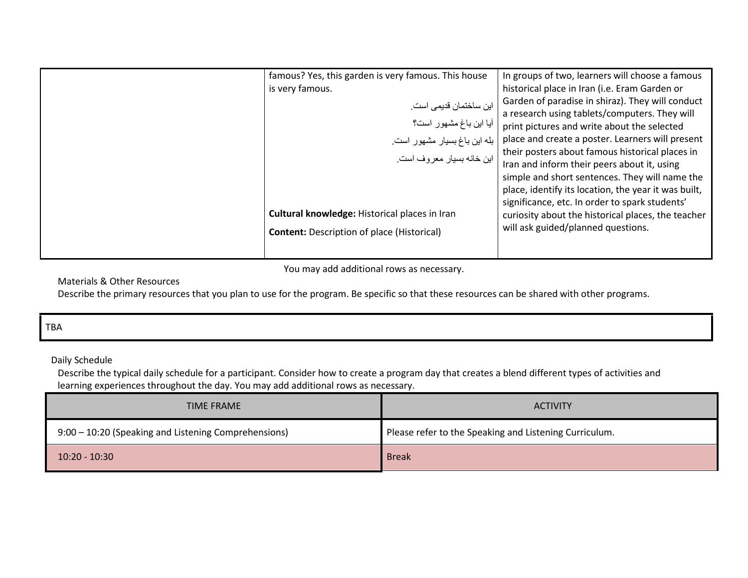| | | |
|---|---|---|
| | famous? Yes, this garden is very famous. This house is very famous.<br><br>این ساختمان قدیمی است.<br>آیا این باغ مشهور است؟<br>بله این باغ بسیار مشهور است.<br>این خانه بسیار معروف است.<br><br>**Cultural knowledge:** Historical places in Iran<br><br>**Content:** Description of place (Historical) | In groups of two, learners will choose a famous historical place in Iran (i.e. Eram Garden or Garden of paradise in shiraz). They will conduct a research using tablets/computers. They will print pictures and write about the selected place and create a poster. Learners will present their posters about famous historical places in Iran and inform their peers about it, using simple and short sentences. They will name the place, identify its location, the year it was built, significance, etc. In order to spark students' curiosity about the historical places, the teacher will ask guided/planned questions. |

You may add additional rows as necessary.

Materials & Other Resources

Describe the primary resources that you plan to use for the program. Be specific so that these resources can be shared with other programs.

| TBA |
|---|

Daily Schedule

Describe the typical daily schedule for a participant. Consider how to create a program day that creates a blend different types of activities and learning experiences throughout the day. You may add additional rows as necessary.

| TIME FRAME | ACTIVITY |
|---|---|
| 9:00 – 10:20 (Speaking and Listening Comprehensions) | Please refer to the Speaking and Listening Curriculum. |
| 10:20 - 10:30 | Break |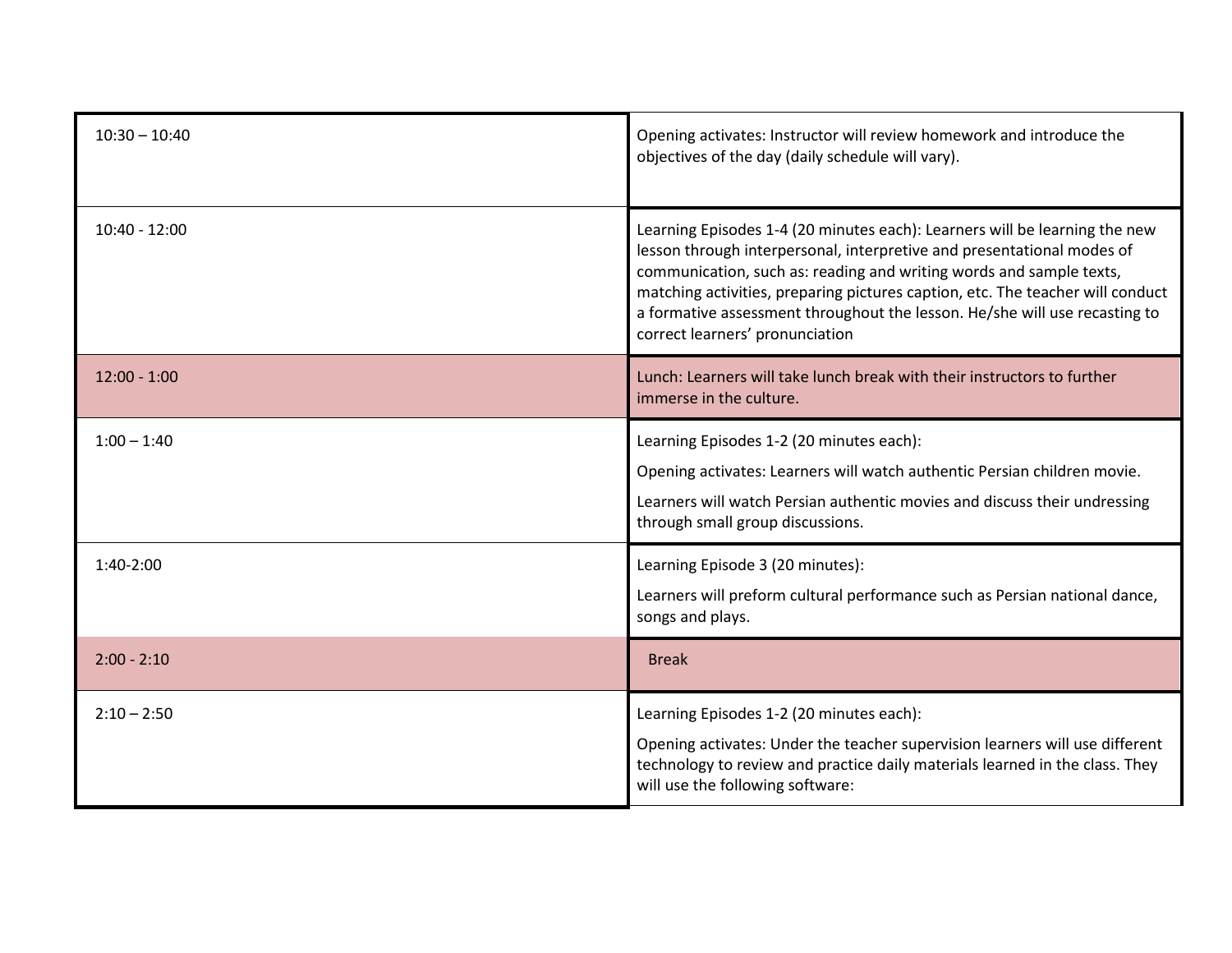| | |
|---|---|
| 10:30 – 10:40 | Opening activates: Instructor will review homework and introduce the objectives of the day (daily schedule will vary). |
| 10:40 - 12:00 | Learning Episodes 1-4 (20 minutes each): Learners will be learning the new lesson through interpersonal, interpretive and presentational modes of communication, such as: reading and writing words and sample texts, matching activities, preparing pictures caption, etc. The teacher will conduct a formative assessment throughout the lesson. He/she will use recasting to correct learners' pronunciation |
| 12:00 - 1:00 | Lunch: Learners will take lunch break with their instructors to further immerse in the culture. |
| 1:00 – 1:40 | Learning Episodes 1-2 (20 minutes each):<br>Opening activates: Learners will watch authentic Persian children movie.<br>Learners will watch Persian authentic movies and discuss their undressing through small group discussions. |
| 1:40-2:00 | Learning Episode 3 (20 minutes):<br>Learners will preform cultural performance such as Persian national dance, songs and plays. |
| 2:00 - 2:10 | Break |
| 2:10 – 2:50 | Learning Episodes 1-2 (20 minutes each):<br>Opening activates: Under the teacher supervision learners will use different technology to review and practice daily materials learned in the class. They will use the following software: |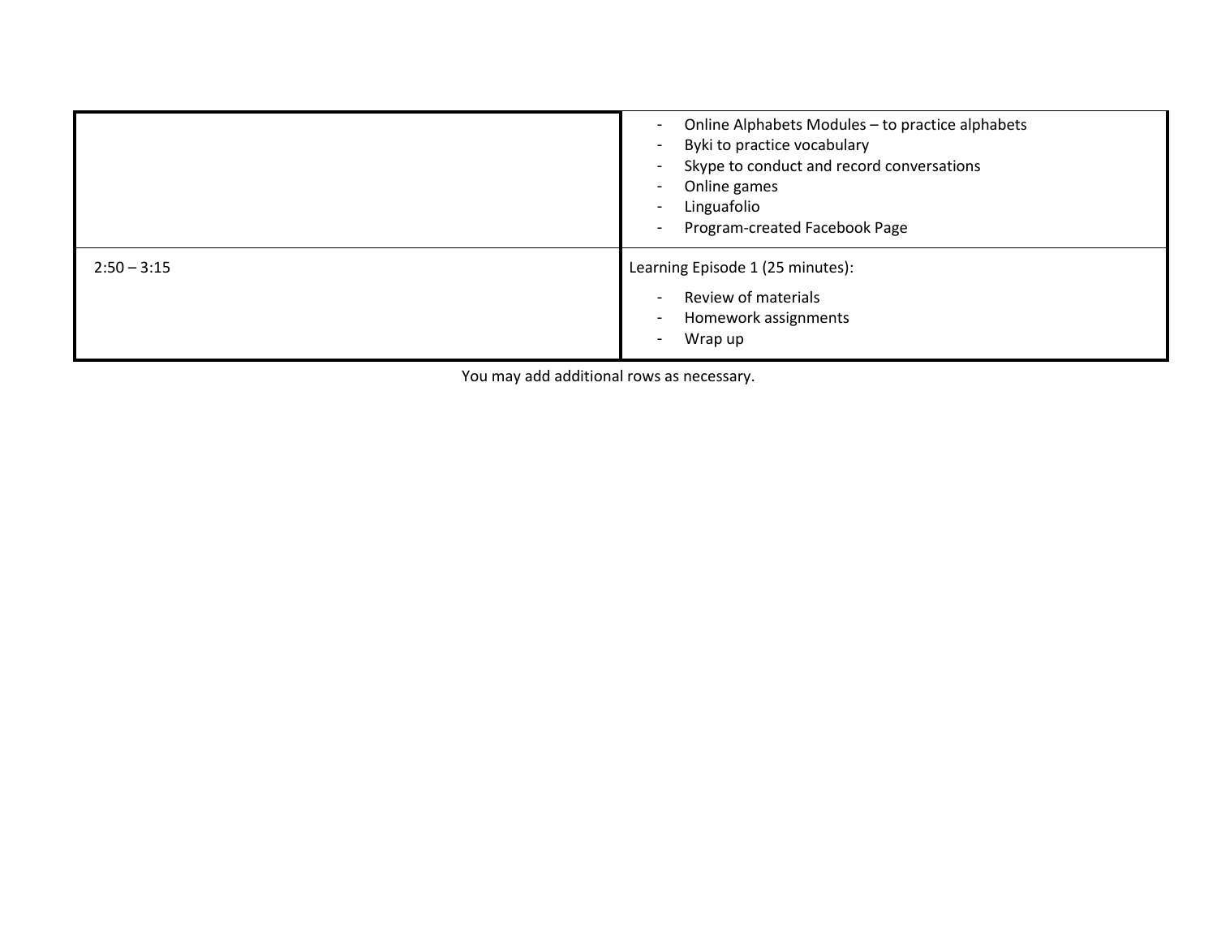| | |
|---|---|
| | - Online Alphabets Modules – to practice alphabets<br>- Byki to practice vocabulary<br>- Skype to conduct and record conversations<br>- Online games<br>- Linguafolio<br>- Program-created Facebook Page |
| 2:50 – 3:15 | Learning Episode 1 (25 minutes):<br>- Review of materials<br>- Homework assignments<br>- Wrap up |

You may add additional rows as necessary.